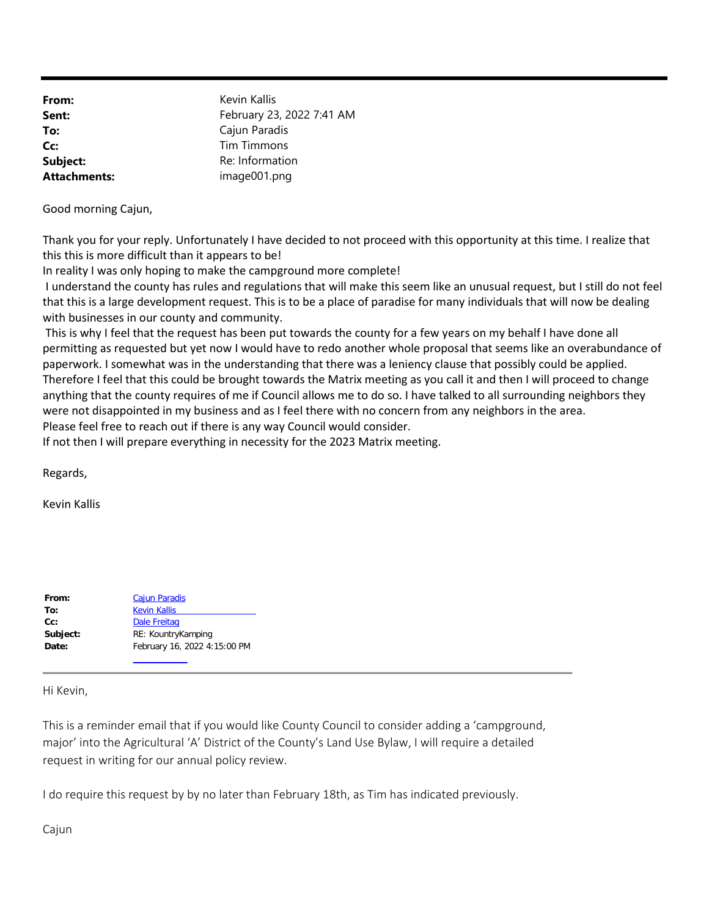| | |
|---|---|
| **From:** | Kevin Kallis |
| **Sent:** | February 23, 2022 7:41 AM |
| **To:** | Cajun Paradis |
| **Cc:** | Tim Timmons |
| **Subject:** | Re: Information |
| **Attachments:** | image001.png |

Good morning Cajun,

Thank you for your reply. Unfortunately I have decided to not proceed with this opportunity at this time. I realize that this this is more difficult than it appears to be!
In reality I was only hoping to make the campground more complete!
I understand the county has rules and regulations that will make this seem like an unusual request, but I still do not feel that this is a large development request. This is to be a place of paradise for many individuals that will now be dealing with businesses in our county and community.
This is why I feel that the request has been put towards the county for a few years on my behalf I have done all permitting as requested but yet now I would have to redo another whole proposal that seems like an overabundance of paperwork. I somewhat was in the understanding that there was a leniency clause that possibly could be applied. Therefore I feel that this could be brought towards the Matrix meeting as you call it and then I will proceed to change anything that the county requires of me if Council allows me to do so. I have talked to all surrounding neighbors they were not disappointed in my business and as I feel there with no concern from any neighbors in the area.
Please feel free to reach out if there is any way Council would consider.
If not then I will prepare everything in necessity for the 2023 Matrix meeting.

Regards,

Kevin Kallis

| | |
|---|---|
| **From:** | Cajun Paradis |
| **To:** | Kevin Kallis |
| **Cc:** | Dale Freitag |
| **Subject:** | RE: KountryKamping |
| **Date:** | February 16, 2022 4:15:00 PM |

Hi Kevin,

This is a reminder email that if you would like County Council to consider adding a 'campground, major' into the Agricultural 'A' District of the County's Land Use Bylaw, I will require a detailed request in writing for our annual policy review.

I do require this request by by no later than February 18th, as Tim has indicated previously.

Cajun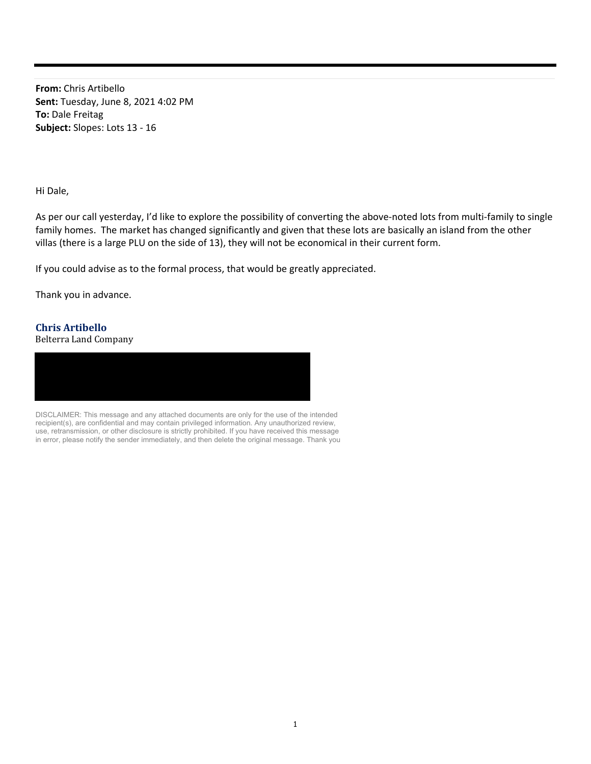**From:** Chris Artibello
**Sent:** Tuesday, June 8, 2021 4:02 PM
**To:** Dale Freitag
**Subject:** Slopes: Lots 13 - 16

Hi Dale,

As per our call yesterday, I'd like to explore the possibility of converting the above-noted lots from multi-family to single family homes. The market has changed significantly and given that these lots are basically an island from the other villas (there is a large PLU on the side of 13), they will not be economical in their current form.

If you could advise as to the formal process, that would be greatly appreciated.

Thank you in advance.

**Chris Artibello**
Belterra Land Company

DISCLAIMER: This message and any attached documents are only for the use of the intended recipient(s), are confidential and may contain privileged information. Any unauthorized review, use, retransmission, or other disclosure is strictly prohibited. If you have received this message in error, please notify the sender immediately, and then delete the original message. Thank you